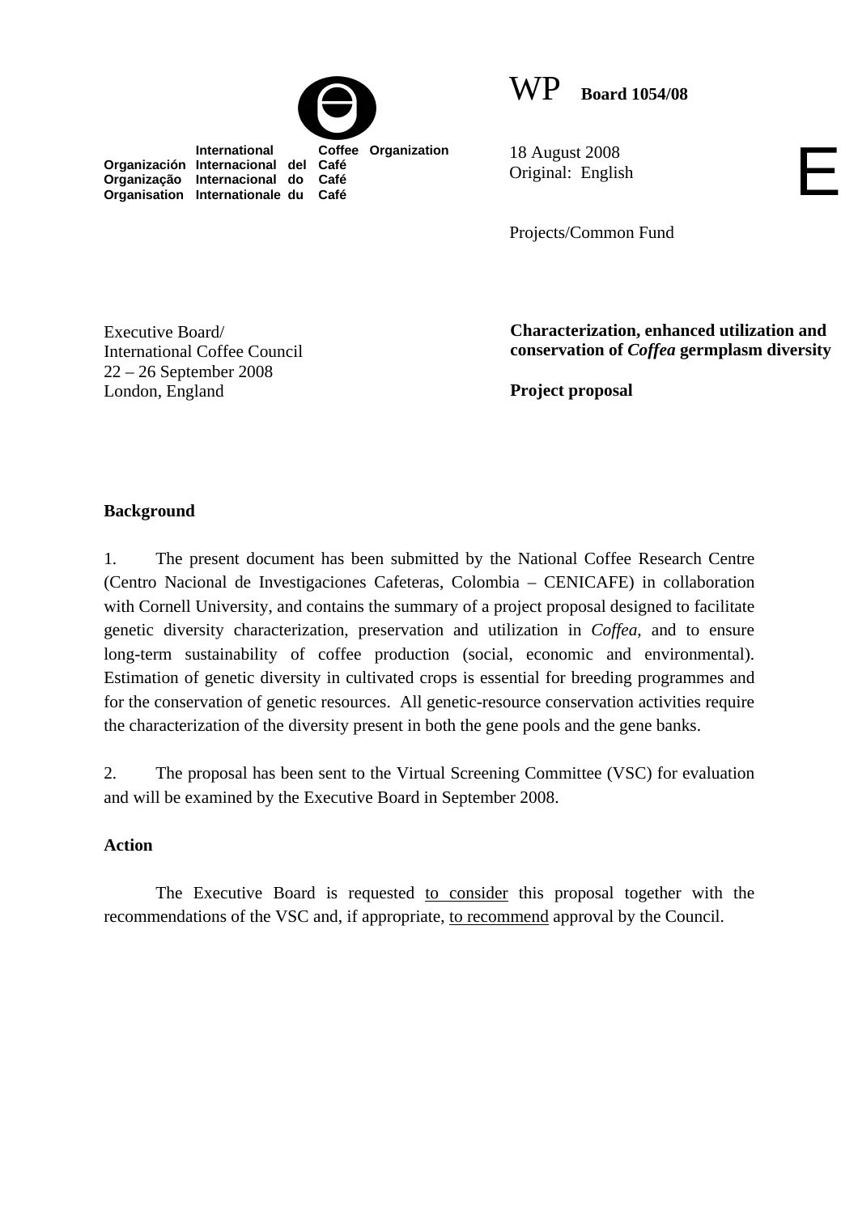International Coffee Organization
Organización Internacional del Café
Organização Internacional do Café
Organisation Internationale du Café

WP **Board 1054/08**

18 August 2008
Original: English

E

Projects/Common Fund

Executive Board/
International Coffee Council
22 – 26 September 2008
London, England

**Characterization, enhanced utilization and conservation of *Coffea* germplasm diversity**

**Project proposal**

## Background

1. The present document has been submitted by the National Coffee Research Centre (Centro Nacional de Investigaciones Cafeteras, Colombia – CENICAFE) in collaboration with Cornell University, and contains the summary of a project proposal designed to facilitate genetic diversity characterization, preservation and utilization in *Coffea*, and to ensure long-term sustainability of coffee production (social, economic and environmental). Estimation of genetic diversity in cultivated crops is essential for breeding programmes and for the conservation of genetic resources. All genetic-resource conservation activities require the characterization of the diversity present in both the gene pools and the gene banks.

2. The proposal has been sent to the Virtual Screening Committee (VSC) for evaluation and will be examined by the Executive Board in September 2008.

## Action

The Executive Board is requested to consider this proposal together with the recommendations of the VSC and, if appropriate, to recommend approval by the Council.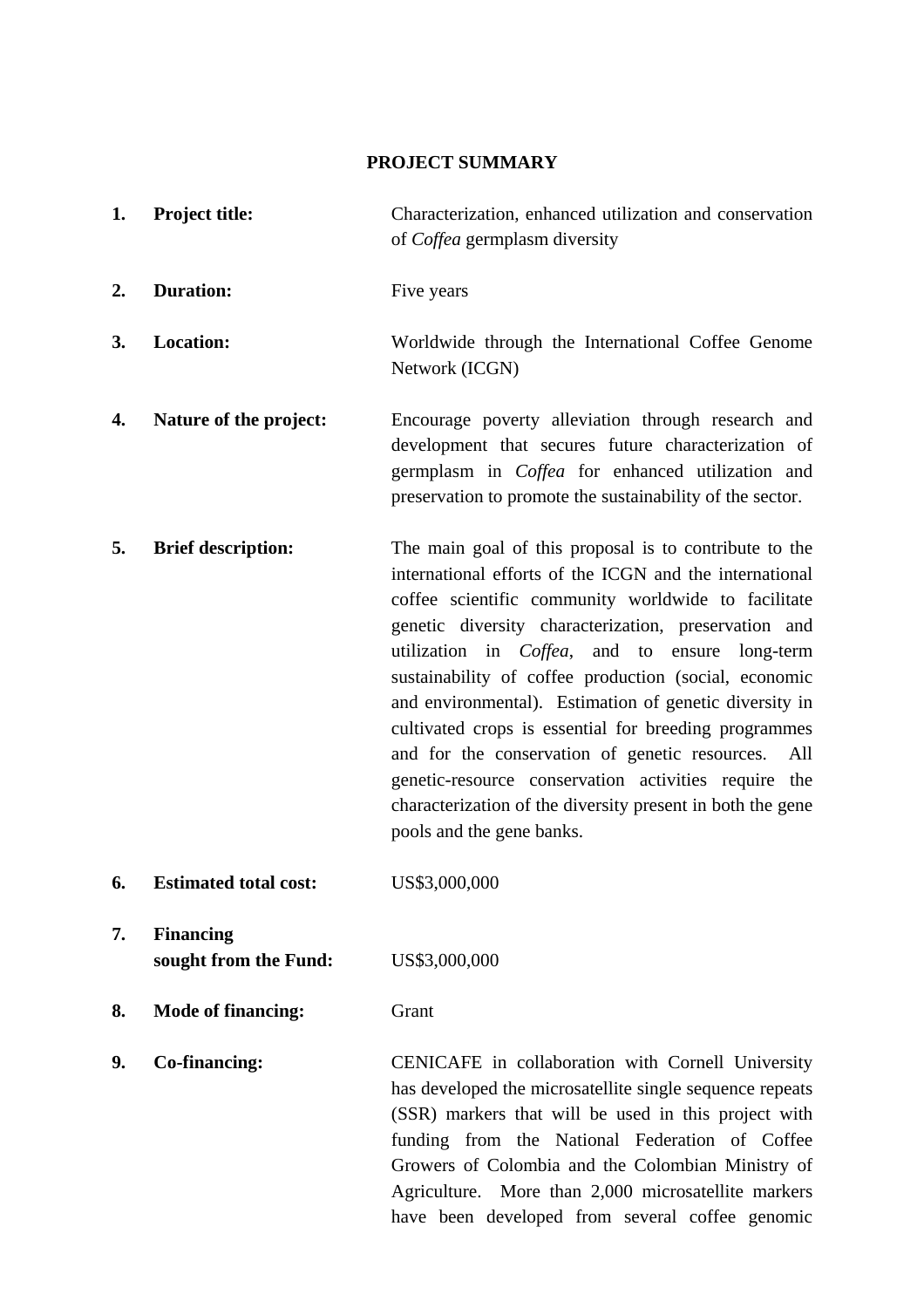## PROJECT SUMMARY

| | | |
|---|---|---|
| **1.** | **Project title:** | Characterization, enhanced utilization and conservation of *Coffea* germplasm diversity |
| **2.** | **Duration:** | Five years |
| **3.** | **Location:** | Worldwide through the International Coffee Genome Network (ICGN) |
| **4.** | **Nature of the project:** | Encourage poverty alleviation through research and development that secures future characterization of germplasm in *Coffea* for enhanced utilization and preservation to promote the sustainability of the sector. |
| **5.** | **Brief description:** | The main goal of this proposal is to contribute to the international efforts of the ICGN and the international coffee scientific community worldwide to facilitate genetic diversity characterization, preservation and utilization in *Coffea*, and to ensure long-term sustainability of coffee production (social, economic and environmental). Estimation of genetic diversity in cultivated crops is essential for breeding programmes and for the conservation of genetic resources. All genetic-resource conservation activities require the characterization of the diversity present in both the gene pools and the gene banks. |
| **6.** | **Estimated total cost:** | US$3,000,000 |
| **7.** | **Financing sought from the Fund:** | US$3,000,000 |
| **8.** | **Mode of financing:** | Grant |
| **9.** | **Co-financing:** | CENICAFE in collaboration with Cornell University has developed the microsatellite single sequence repeats (SSR) markers that will be used in this project with funding from the National Federation of Coffee Growers of Colombia and the Colombian Ministry of Agriculture. More than 2,000 microsatellite markers have been developed from several coffee genomic |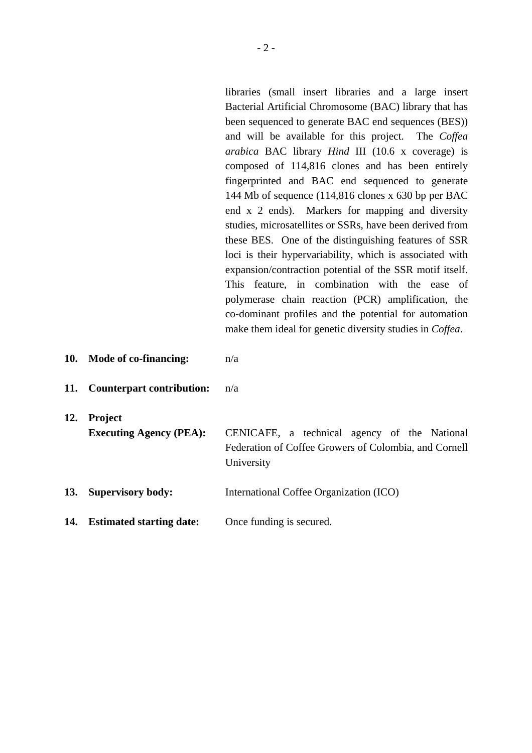libraries (small insert libraries and a large insert Bacterial Artificial Chromosome (BAC) library that has been sequenced to generate BAC end sequences (BES)) and will be available for this project. The *Coffea arabica* BAC library *Hind* III (10.6 x coverage) is composed of 114,816 clones and has been entirely fingerprinted and BAC end sequenced to generate 144 Mb of sequence (114,816 clones x 630 bp per BAC end x 2 ends). Markers for mapping and diversity studies, microsatellites or SSRs, have been derived from these BES. One of the distinguishing features of SSR loci is their hypervariability, which is associated with expansion/contraction potential of the SSR motif itself. This feature, in combination with the ease of polymerase chain reaction (PCR) amplification, the co-dominant profiles and the potential for automation make them ideal for genetic diversity studies in *Coffea*.

**10. Mode of co-financing:** n/a

**11. Counterpart contribution:** n/a

**12. Project Executing Agency (PEA):** CENICAFE, a technical agency of the National Federation of Coffee Growers of Colombia, and Cornell University

**13. Supervisory body:** International Coffee Organization (ICO)

**14. Estimated starting date:** Once funding is secured.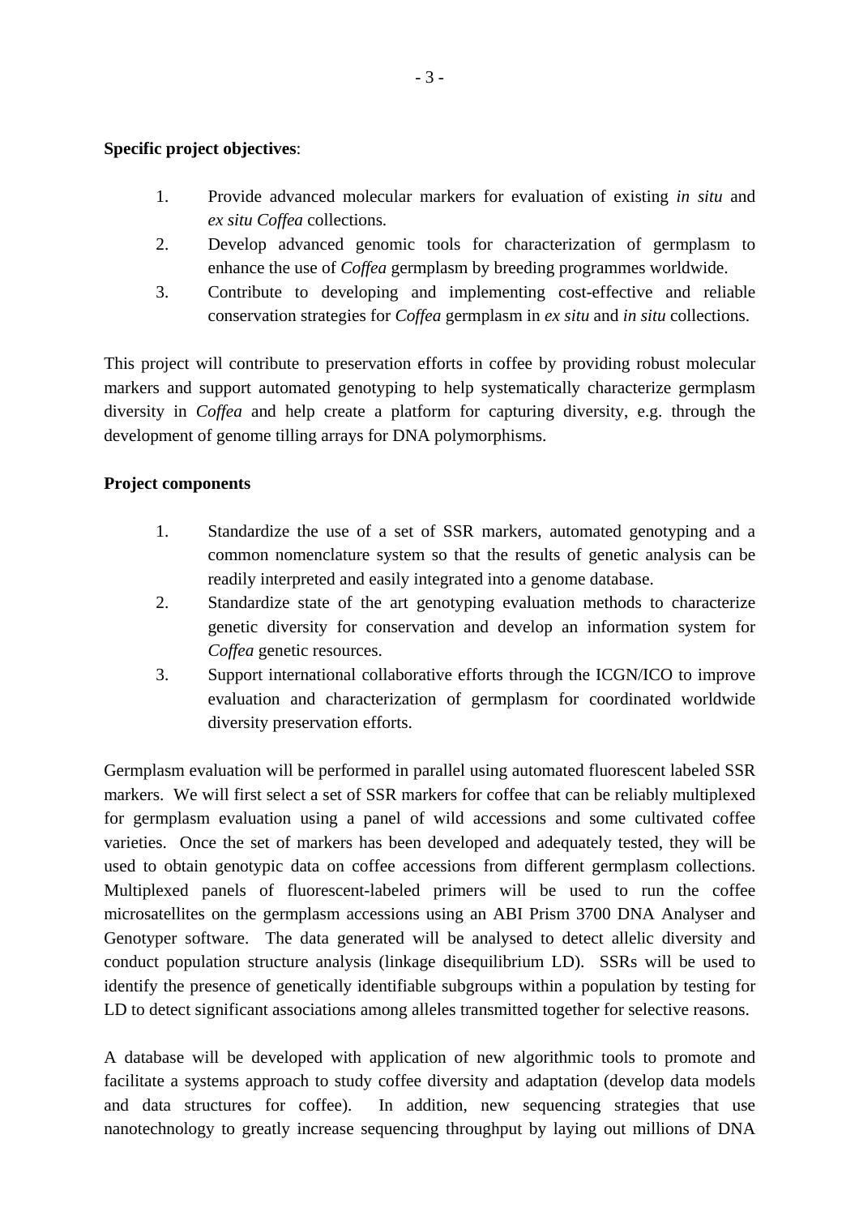**Specific project objectives**:

1. Provide advanced molecular markers for evaluation of existing *in situ* and *ex situ Coffea* collections.
2. Develop advanced genomic tools for characterization of germplasm to enhance the use of *Coffea* germplasm by breeding programmes worldwide.
3. Contribute to developing and implementing cost-effective and reliable conservation strategies for *Coffea* germplasm in *ex situ* and *in situ* collections.

This project will contribute to preservation efforts in coffee by providing robust molecular markers and support automated genotyping to help systematically characterize germplasm diversity in *Coffea* and help create a platform for capturing diversity, e.g. through the development of genome tilling arrays for DNA polymorphisms.

**Project components**

1. Standardize the use of a set of SSR markers, automated genotyping and a common nomenclature system so that the results of genetic analysis can be readily interpreted and easily integrated into a genome database.
2. Standardize state of the art genotyping evaluation methods to characterize genetic diversity for conservation and develop an information system for *Coffea* genetic resources.
3. Support international collaborative efforts through the ICGN/ICO to improve evaluation and characterization of germplasm for coordinated worldwide diversity preservation efforts.

Germplasm evaluation will be performed in parallel using automated fluorescent labeled SSR markers. We will first select a set of SSR markers for coffee that can be reliably multiplexed for germplasm evaluation using a panel of wild accessions and some cultivated coffee varieties. Once the set of markers has been developed and adequately tested, they will be used to obtain genotypic data on coffee accessions from different germplasm collections. Multiplexed panels of fluorescent-labeled primers will be used to run the coffee microsatellites on the germplasm accessions using an ABI Prism 3700 DNA Analyser and Genotyper software. The data generated will be analysed to detect allelic diversity and conduct population structure analysis (linkage disequilibrium LD). SSRs will be used to identify the presence of genetically identifiable subgroups within a population by testing for LD to detect significant associations among alleles transmitted together for selective reasons.

A database will be developed with application of new algorithmic tools to promote and facilitate a systems approach to study coffee diversity and adaptation (develop data models and data structures for coffee). In addition, new sequencing strategies that use nanotechnology to greatly increase sequencing throughput by laying out millions of DNA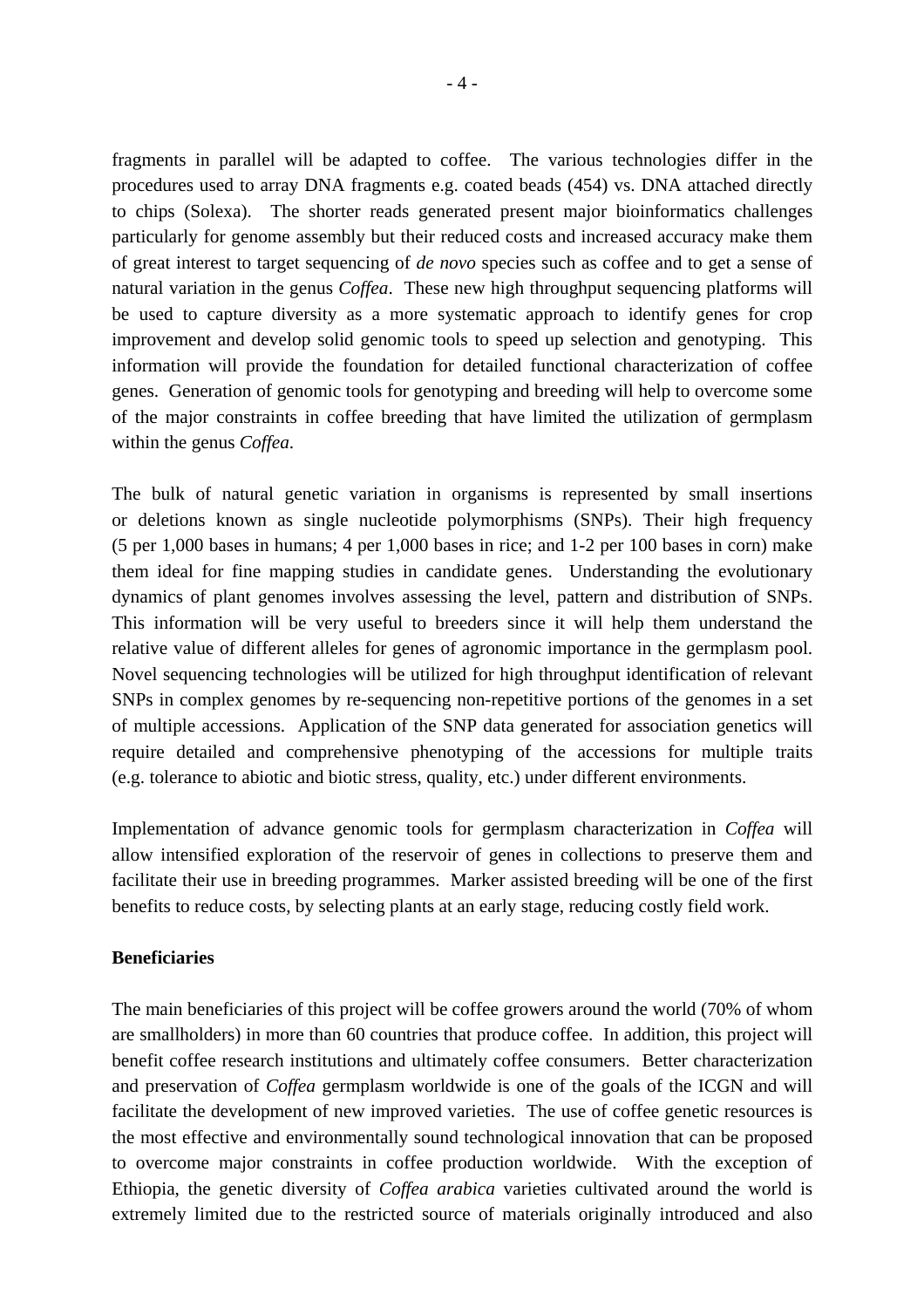fragments in parallel will be adapted to coffee. The various technologies differ in the procedures used to array DNA fragments e.g. coated beads (454) vs. DNA attached directly to chips (Solexa). The shorter reads generated present major bioinformatics challenges particularly for genome assembly but their reduced costs and increased accuracy make them of great interest to target sequencing of *de novo* species such as coffee and to get a sense of natural variation in the genus *Coffea*. These new high throughput sequencing platforms will be used to capture diversity as a more systematic approach to identify genes for crop improvement and develop solid genomic tools to speed up selection and genotyping. This information will provide the foundation for detailed functional characterization of coffee genes. Generation of genomic tools for genotyping and breeding will help to overcome some of the major constraints in coffee breeding that have limited the utilization of germplasm within the genus *Coffea*.

The bulk of natural genetic variation in organisms is represented by small insertions or deletions known as single nucleotide polymorphisms (SNPs). Their high frequency (5 per 1,000 bases in humans; 4 per 1,000 bases in rice; and 1-2 per 100 bases in corn) make them ideal for fine mapping studies in candidate genes. Understanding the evolutionary dynamics of plant genomes involves assessing the level, pattern and distribution of SNPs. This information will be very useful to breeders since it will help them understand the relative value of different alleles for genes of agronomic importance in the germplasm pool. Novel sequencing technologies will be utilized for high throughput identification of relevant SNPs in complex genomes by re-sequencing non-repetitive portions of the genomes in a set of multiple accessions. Application of the SNP data generated for association genetics will require detailed and comprehensive phenotyping of the accessions for multiple traits (e.g. tolerance to abiotic and biotic stress, quality, etc.) under different environments.

Implementation of advance genomic tools for germplasm characterization in *Coffea* will allow intensified exploration of the reservoir of genes in collections to preserve them and facilitate their use in breeding programmes. Marker assisted breeding will be one of the first benefits to reduce costs, by selecting plants at an early stage, reducing costly field work.

**Beneficiaries**

The main beneficiaries of this project will be coffee growers around the world (70% of whom are smallholders) in more than 60 countries that produce coffee. In addition, this project will benefit coffee research institutions and ultimately coffee consumers. Better characterization and preservation of *Coffea* germplasm worldwide is one of the goals of the ICGN and will facilitate the development of new improved varieties. The use of coffee genetic resources is the most effective and environmentally sound technological innovation that can be proposed to overcome major constraints in coffee production worldwide. With the exception of Ethiopia, the genetic diversity of *Coffea arabica* varieties cultivated around the world is extremely limited due to the restricted source of materials originally introduced and also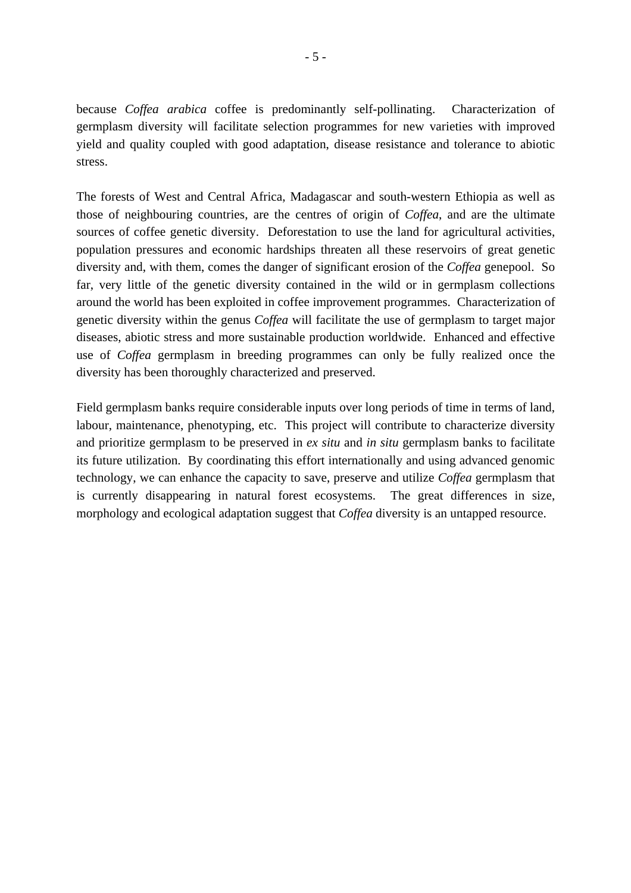because *Coffea arabica* coffee is predominantly self-pollinating. Characterization of germplasm diversity will facilitate selection programmes for new varieties with improved yield and quality coupled with good adaptation, disease resistance and tolerance to abiotic stress.

The forests of West and Central Africa, Madagascar and south-western Ethiopia as well as those of neighbouring countries, are the centres of origin of *Coffea*, and are the ultimate sources of coffee genetic diversity. Deforestation to use the land for agricultural activities, population pressures and economic hardships threaten all these reservoirs of great genetic diversity and, with them, comes the danger of significant erosion of the *Coffea* genepool. So far, very little of the genetic diversity contained in the wild or in germplasm collections around the world has been exploited in coffee improvement programmes. Characterization of genetic diversity within the genus *Coffea* will facilitate the use of germplasm to target major diseases, abiotic stress and more sustainable production worldwide. Enhanced and effective use of *Coffea* germplasm in breeding programmes can only be fully realized once the diversity has been thoroughly characterized and preserved.

Field germplasm banks require considerable inputs over long periods of time in terms of land, labour, maintenance, phenotyping, etc. This project will contribute to characterize diversity and prioritize germplasm to be preserved in *ex situ* and *in situ* germplasm banks to facilitate its future utilization. By coordinating this effort internationally and using advanced genomic technology, we can enhance the capacity to save, preserve and utilize *Coffea* germplasm that is currently disappearing in natural forest ecosystems. The great differences in size, morphology and ecological adaptation suggest that *Coffea* diversity is an untapped resource.